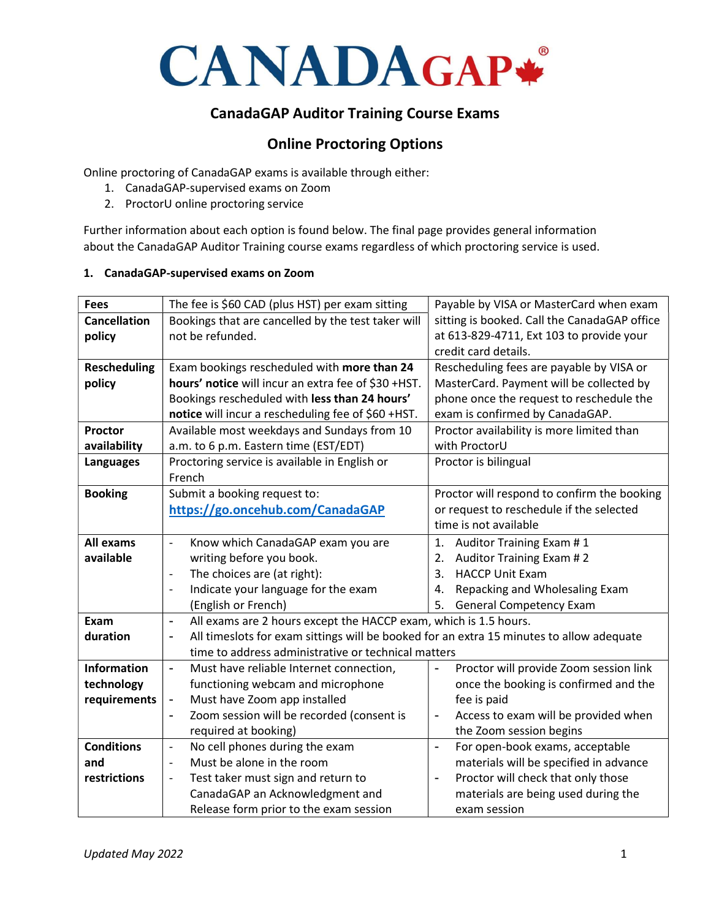# CANADAGAP®

## CanadaGAP Auditor Training Course Exams

## Online Proctoring Options

Online proctoring of CanadaGAP exams is available through either:

1. CanadaGAP-supervised exams on Zoom
2. ProctorU online proctoring service

Further information about each option is found below. The final page provides general information about the CanadaGAP Auditor Training course exams regardless of which proctoring service is used.

### 1. CanadaGAP-supervised exams on Zoom

| | | |
|---|---|---|
| **Fees** | The fee is $60 CAD (plus HST) per exam sitting | Payable by VISA or MasterCard when exam sitting is booked. Call the CanadaGAP office at 613-829-4711, Ext 103 to provide your credit card details. |
| **Cancellation policy** | Bookings that are cancelled by the test taker will not be refunded. | |
| **Rescheduling policy** | Exam bookings rescheduled with **more than 24 hours' notice** will incur an extra fee of $30 +HST. Bookings rescheduled with **less than 24 hours' notice** will incur a rescheduling fee of $60 +HST. | Rescheduling fees are payable by VISA or MasterCard. Payment will be collected by phone once the request to reschedule the exam is confirmed by CanadaGAP. |
| **Proctor availability** | Available most weekdays and Sundays from 10 a.m. to 6 p.m. Eastern time (EST/EDT) | Proctor availability is more limited than with ProctorU |
| **Languages** | Proctoring service is available in English or French | Proctor is bilingual |
| **Booking** | Submit a booking request to: [https://go.oncehub.com/CanadaGAP](https://go.oncehub.com/CanadaGAP) | Proctor will respond to confirm the booking or request to reschedule if the selected time is not available |
| **All exams available** | - Know which CanadaGAP exam you are writing before you book.<br>- The choices are (at right):<br>- Indicate your language for the exam (English or French) | 1. Auditor Training Exam # 1<br>2. Auditor Training Exam # 2<br>3. HACCP Unit Exam<br>4. Repacking and Wholesaling Exam<br>5. General Competency Exam |
| **Exam duration** | - All exams are 2 hours except the HACCP exam, which is 1.5 hours.<br>- All timeslots for exam sittings will be booked for an extra 15 minutes to allow adequate time to address administrative or technical matters | |
| **Information technology requirements** | - Must have reliable Internet connection, functioning webcam and microphone<br>- Must have Zoom app installed<br>- Zoom session will be recorded (consent is required at booking) | - Proctor will provide Zoom session link once the booking is confirmed and the fee is paid<br>- Access to exam will be provided when the Zoom session begins |
| **Conditions and restrictions** | - No cell phones during the exam<br>- Must be alone in the room<br>- Test taker must sign and return to CanadaGAP an Acknowledgment and Release form prior to the exam session | - For open-book exams, acceptable materials will be specified in advance<br>- Proctor will check that only those materials are being used during the exam session |

*Updated May 2022*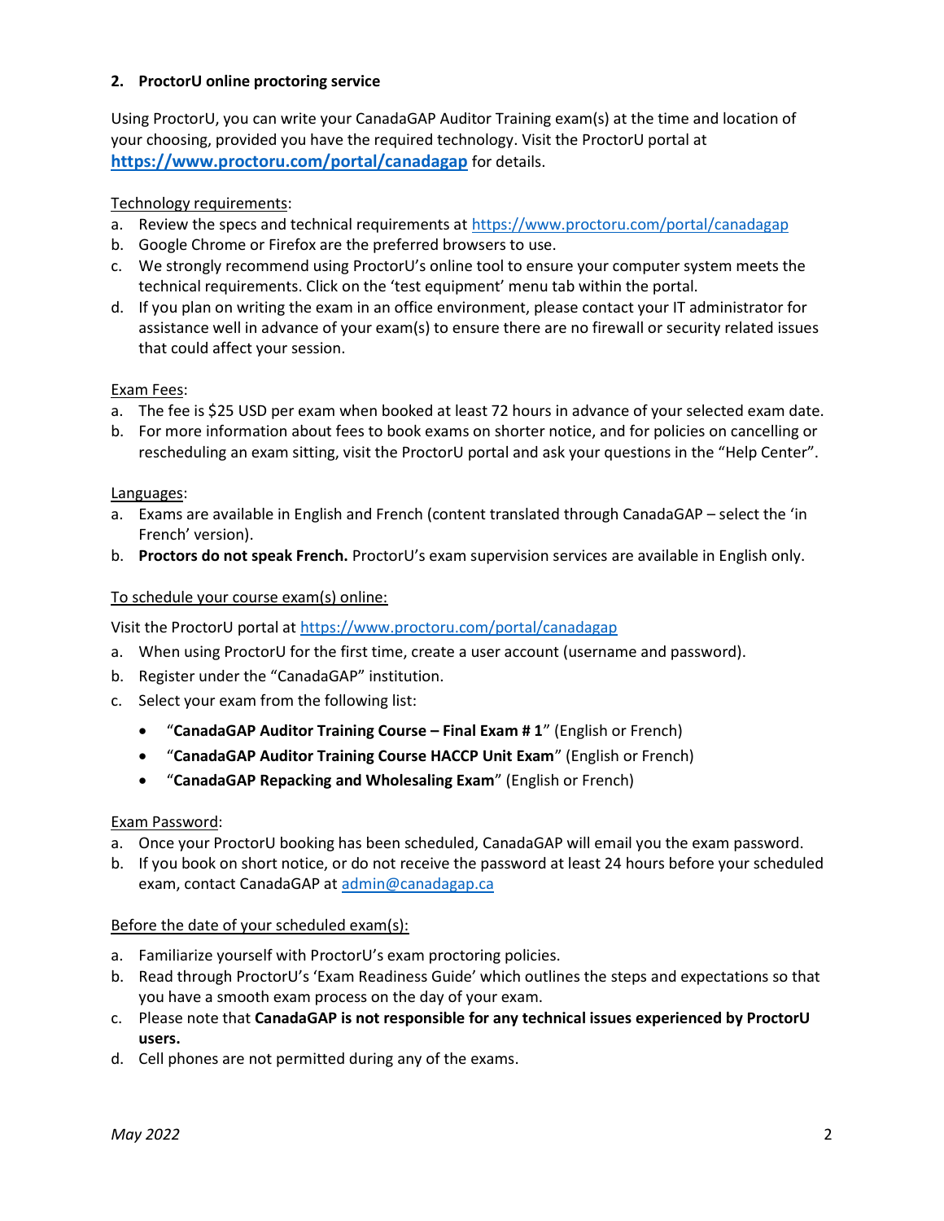## 2. ProctorU online proctoring service

Using ProctorU, you can write your CanadaGAP Auditor Training exam(s) at the time and location of your choosing, provided you have the required technology. Visit the ProctorU portal at **https://www.proctoru.com/portal/canadagap** for details.

Technology requirements:

a. Review the specs and technical requirements at https://www.proctoru.com/portal/canadagap
b. Google Chrome or Firefox are the preferred browsers to use.
c. We strongly recommend using ProctorU's online tool to ensure your computer system meets the technical requirements. Click on the 'test equipment' menu tab within the portal.
d. If you plan on writing the exam in an office environment, please contact your IT administrator for assistance well in advance of your exam(s) to ensure there are no firewall or security related issues that could affect your session.

Exam Fees:

a. The fee is $25 USD per exam when booked at least 72 hours in advance of your selected exam date.
b. For more information about fees to book exams on shorter notice, and for policies on cancelling or rescheduling an exam sitting, visit the ProctorU portal and ask your questions in the "Help Center".

Languages:

a. Exams are available in English and French (content translated through CanadaGAP – select the 'in French' version).
b. **Proctors do not speak French.** ProctorU's exam supervision services are available in English only.

To schedule your course exam(s) online:

Visit the ProctorU portal at https://www.proctoru.com/portal/canadagap

a. When using ProctorU for the first time, create a user account (username and password).
b. Register under the "CanadaGAP" institution.
c. Select your exam from the following list:
    - "**CanadaGAP Auditor Training Course – Final Exam # 1**" (English or French)
    - "**CanadaGAP Auditor Training Course HACCP Unit Exam**" (English or French)
    - "**CanadaGAP Repacking and Wholesaling Exam**" (English or French)

Exam Password:

a. Once your ProctorU booking has been scheduled, CanadaGAP will email you the exam password.
b. If you book on short notice, or do not receive the password at least 24 hours before your scheduled exam, contact CanadaGAP at admin@canadagap.ca

Before the date of your scheduled exam(s):

a. Familiarize yourself with ProctorU's exam proctoring policies.
b. Read through ProctorU's 'Exam Readiness Guide' which outlines the steps and expectations so that you have a smooth exam process on the day of your exam.
c. Please note that **CanadaGAP is not responsible for any technical issues experienced by ProctorU users.**
d. Cell phones are not permitted during any of the exams.

*May 2022*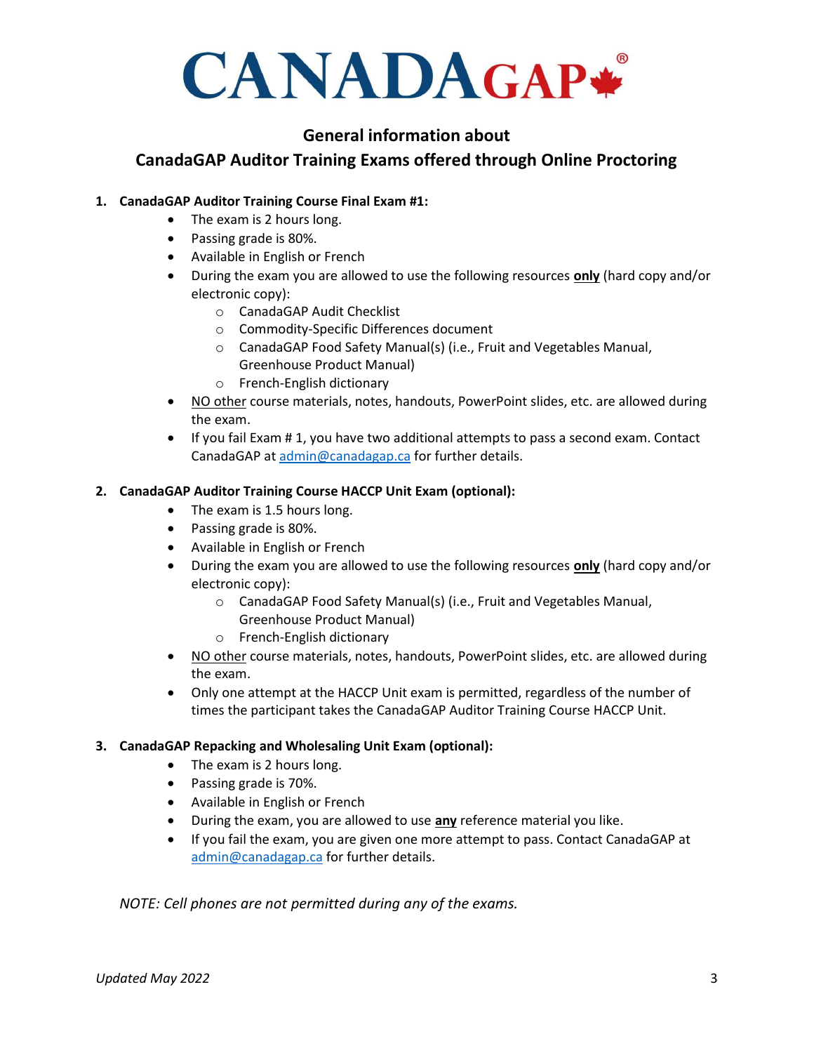# CANADAGAP®

## General information about
## CanadaGAP Auditor Training Exams offered through Online Proctoring

1. **CanadaGAP Auditor Training Course Final Exam #1:**
    - The exam is 2 hours long.
    - Passing grade is 80%.
    - Available in English or French
    - During the exam you are allowed to use the following resources **only** (hard copy and/or electronic copy):
        - CanadaGAP Audit Checklist
        - Commodity-Specific Differences document
        - CanadaGAP Food Safety Manual(s) (i.e., Fruit and Vegetables Manual, Greenhouse Product Manual)
        - French-English dictionary
    - NO other course materials, notes, handouts, PowerPoint slides, etc. are allowed during the exam.
    - If you fail Exam # 1, you have two additional attempts to pass a second exam. Contact CanadaGAP at admin@canadagap.ca for further details.

2. **CanadaGAP Auditor Training Course HACCP Unit Exam (optional):**
    - The exam is 1.5 hours long.
    - Passing grade is 80%.
    - Available in English or French
    - During the exam you are allowed to use the following resources **only** (hard copy and/or electronic copy):
        - CanadaGAP Food Safety Manual(s) (i.e., Fruit and Vegetables Manual, Greenhouse Product Manual)
        - French-English dictionary
    - NO other course materials, notes, handouts, PowerPoint slides, etc. are allowed during the exam.
    - Only one attempt at the HACCP Unit exam is permitted, regardless of the number of times the participant takes the CanadaGAP Auditor Training Course HACCP Unit.

3. **CanadaGAP Repacking and Wholesaling Unit Exam (optional):**
    - The exam is 2 hours long.
    - Passing grade is 70%.
    - Available in English or French
    - During the exam, you are allowed to use **any** reference material you like.
    - If you fail the exam, you are given one more attempt to pass. Contact CanadaGAP at admin@canadagap.ca for further details.

*NOTE: Cell phones are not permitted during any of the exams.*

*Updated May 2022*